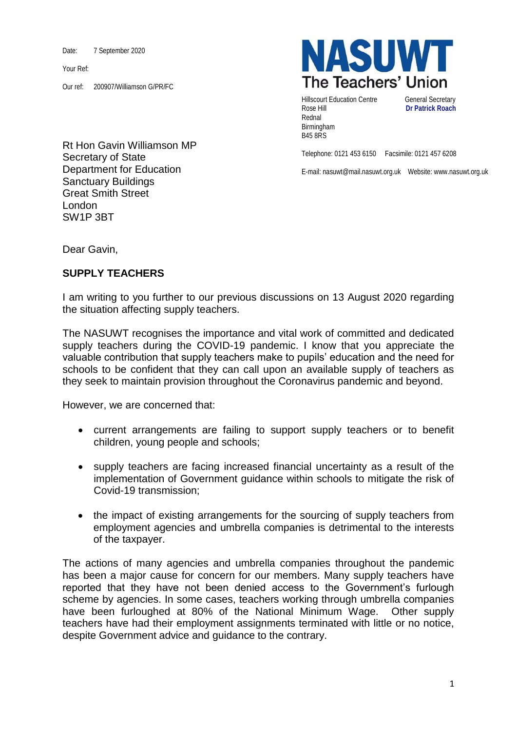Date: 7 September 2020

Your Ref:

Our ref: 200907/Williamson G/PR/FC

**NASUWT**
**The Teachers' Union**

Hillscourt Education Centre
Rose Hill
Rednal
Birmingham
B45 8RS

General Secretary
**Dr Patrick Roach**

Telephone: 0121 453 6150 Facsimile: 0121 457 6208

E-mail: nasuwt@mail.nasuwt.org.uk Website: www.nasuwt.org.uk

Rt Hon Gavin Williamson MP
Secretary of State
Department for Education
Sanctuary Buildings
Great Smith Street
London
SW1P 3BT

Dear Gavin,

**SUPPLY TEACHERS**

I am writing to you further to our previous discussions on 13 August 2020 regarding the situation affecting supply teachers.

The NASUWT recognises the importance and vital work of committed and dedicated supply teachers during the COVID-19 pandemic. I know that you appreciate the valuable contribution that supply teachers make to pupils' education and the need for schools to be confident that they can call upon an available supply of teachers as they seek to maintain provision throughout the Coronavirus pandemic and beyond.

However, we are concerned that:

- current arrangements are failing to support supply teachers or to benefit children, young people and schools;
- supply teachers are facing increased financial uncertainty as a result of the implementation of Government guidance within schools to mitigate the risk of Covid-19 transmission;
- the impact of existing arrangements for the sourcing of supply teachers from employment agencies and umbrella companies is detrimental to the interests of the taxpayer.

The actions of many agencies and umbrella companies throughout the pandemic has been a major cause for concern for our members. Many supply teachers have reported that they have not been denied access to the Government's furlough scheme by agencies. In some cases, teachers working through umbrella companies have been furloughed at 80% of the National Minimum Wage. Other supply teachers have had their employment assignments terminated with little or no notice, despite Government advice and guidance to the contrary.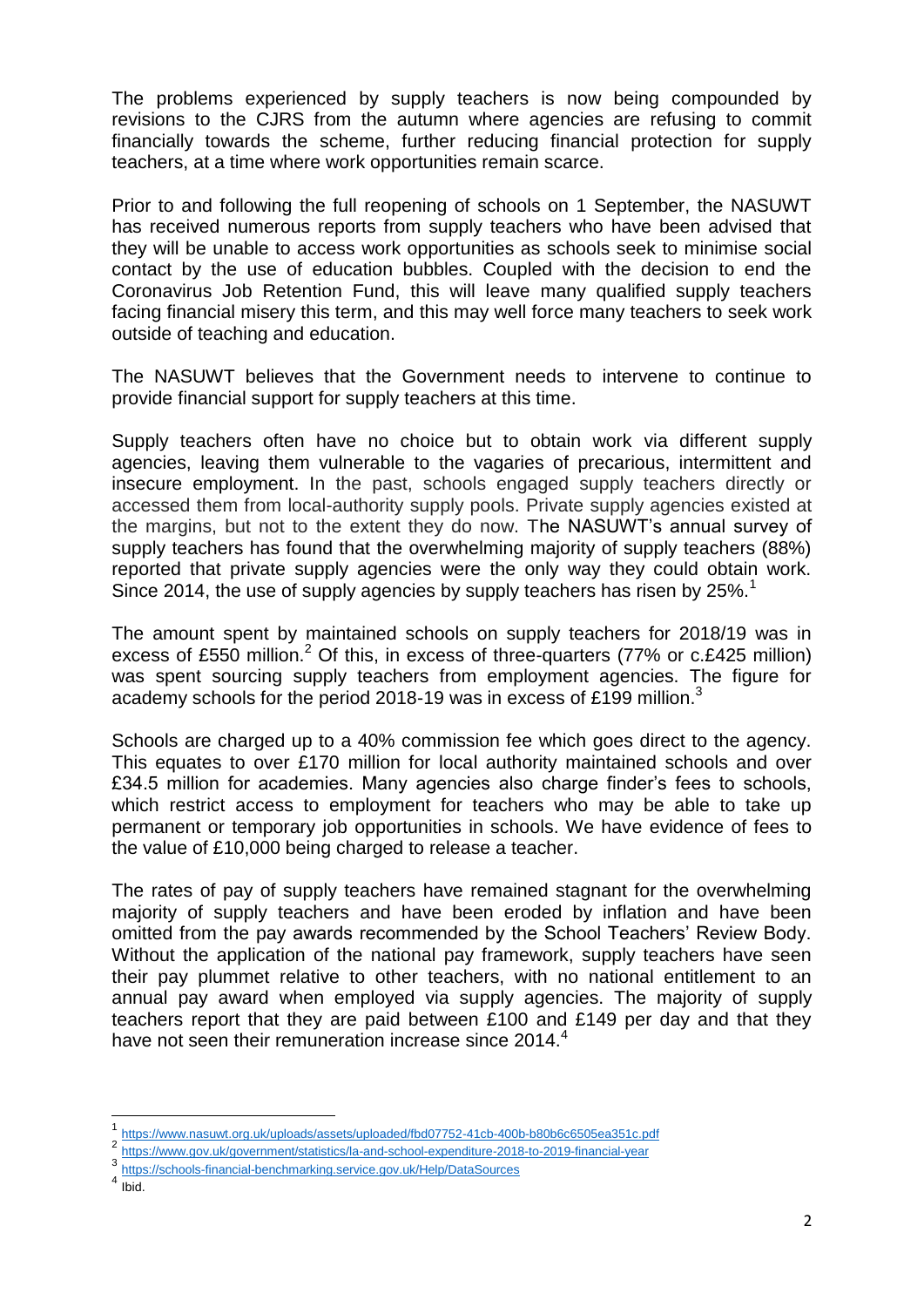The problems experienced by supply teachers is now being compounded by revisions to the CJRS from the autumn where agencies are refusing to commit financially towards the scheme, further reducing financial protection for supply teachers, at a time where work opportunities remain scarce.

Prior to and following the full reopening of schools on 1 September, the NASUWT has received numerous reports from supply teachers who have been advised that they will be unable to access work opportunities as schools seek to minimise social contact by the use of education bubbles. Coupled with the decision to end the Coronavirus Job Retention Fund, this will leave many qualified supply teachers facing financial misery this term, and this may well force many teachers to seek work outside of teaching and education.

The NASUWT believes that the Government needs to intervene to continue to provide financial support for supply teachers at this time.

Supply teachers often have no choice but to obtain work via different supply agencies, leaving them vulnerable to the vagaries of precarious, intermittent and insecure employment. In the past, schools engaged supply teachers directly or accessed them from local-authority supply pools. Private supply agencies existed at the margins, but not to the extent they do now. The NASUWT's annual survey of supply teachers has found that the overwhelming majority of supply teachers (88%) reported that private supply agencies were the only way they could obtain work. Since 2014, the use of supply agencies by supply teachers has risen by 25%.[1]

The amount spent by maintained schools on supply teachers for 2018/19 was in excess of £550 million.[2] Of this, in excess of three-quarters (77% or c.£425 million) was spent sourcing supply teachers from employment agencies. The figure for academy schools for the period 2018-19 was in excess of £199 million.[3]

Schools are charged up to a 40% commission fee which goes direct to the agency. This equates to over £170 million for local authority maintained schools and over £34.5 million for academies. Many agencies also charge finder's fees to schools, which restrict access to employment for teachers who may be able to take up permanent or temporary job opportunities in schools. We have evidence of fees to the value of £10,000 being charged to release a teacher.

The rates of pay of supply teachers have remained stagnant for the overwhelming majority of supply teachers and have been eroded by inflation and have been omitted from the pay awards recommended by the School Teachers' Review Body. Without the application of the national pay framework, supply teachers have seen their pay plummet relative to other teachers, with no national entitlement to an annual pay award when employed via supply agencies. The majority of supply teachers report that they are paid between £100 and £149 per day and that they have not seen their remuneration increase since 2014.[4]

---

[1] https://www.nasuwt.org.uk/uploads/assets/uploaded/fbd07752-41cb-400b-b80b6c6505ea351c.pdf

[2] https://www.gov.uk/government/statistics/la-and-school-expenditure-2018-to-2019-financial-year

[3] https://schools-financial-benchmarking.service.gov.uk/Help/DataSources

[4] Ibid.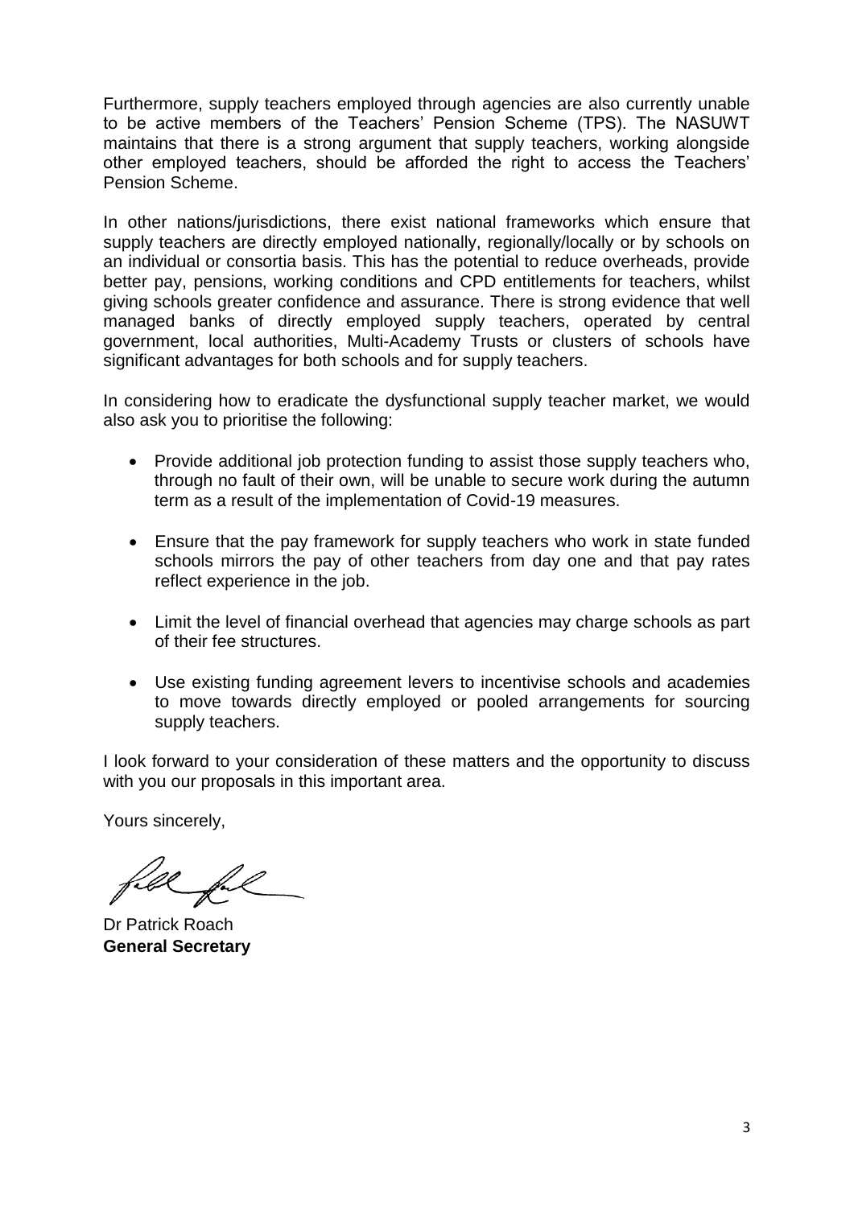Furthermore, supply teachers employed through agencies are also currently unable to be active members of the Teachers' Pension Scheme (TPS). The NASUWT maintains that there is a strong argument that supply teachers, working alongside other employed teachers, should be afforded the right to access the Teachers' Pension Scheme.

In other nations/jurisdictions, there exist national frameworks which ensure that supply teachers are directly employed nationally, regionally/locally or by schools on an individual or consortia basis. This has the potential to reduce overheads, provide better pay, pensions, working conditions and CPD entitlements for teachers, whilst giving schools greater confidence and assurance. There is strong evidence that well managed banks of directly employed supply teachers, operated by central government, local authorities, Multi-Academy Trusts or clusters of schools have significant advantages for both schools and for supply teachers.

In considering how to eradicate the dysfunctional supply teacher market, we would also ask you to prioritise the following:

- Provide additional job protection funding to assist those supply teachers who, through no fault of their own, will be unable to secure work during the autumn term as a result of the implementation of Covid-19 measures.

- Ensure that the pay framework for supply teachers who work in state funded schools mirrors the pay of other teachers from day one and that pay rates reflect experience in the job.

- Limit the level of financial overhead that agencies may charge schools as part of their fee structures.

- Use existing funding agreement levers to incentivise schools and academies to move towards directly employed or pooled arrangements for sourcing supply teachers.

I look forward to your consideration of these matters and the opportunity to discuss with you our proposals in this important area.

Yours sincerely,

Dr Patrick Roach
**General Secretary**